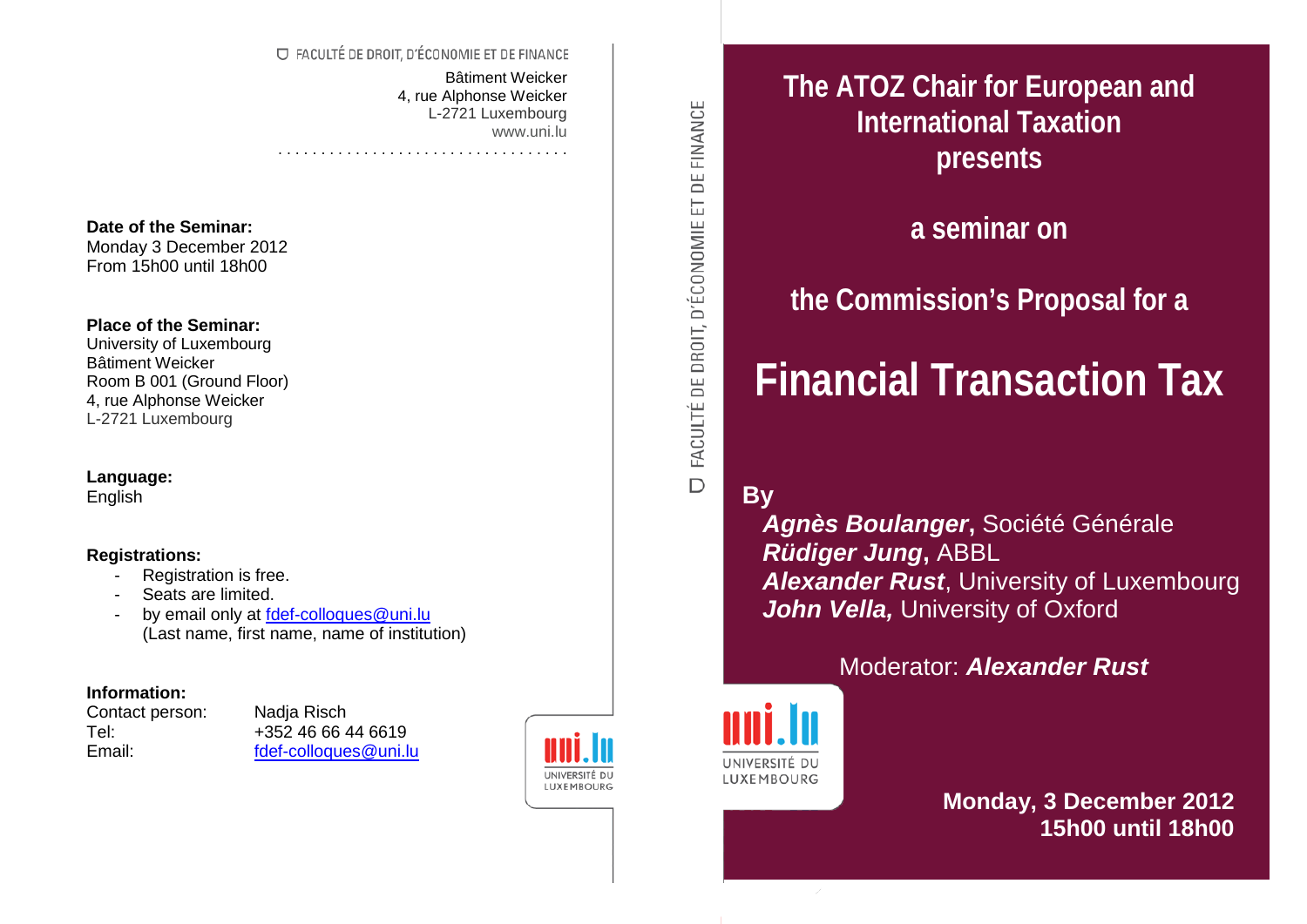FACULTÉ DE DROIT, D'ÉCONOMIE ET DE FINANCE

Bâtiment Weicker
4, rue Alphonse Weicker
L-2721 Luxembourg
www.uni.lu

**Date of the Seminar:**
Monday 3 December 2012
From 15h00 until 18h00

**Place of the Seminar:**
University of Luxembourg
Bâtiment Weicker
Room B 001 (Ground Floor)
4, rue Alphonse Weicker
L-2721 Luxembourg

**Language:**
English

**Registrations:**

- Registration is free.
- Seats are limited.
- by email only at fdef-colloques@uni.lu (Last name, first name, name of institution)

**Information:**

Contact person: Nadja Risch
Tel: +352 46 66 44 6619
Email: fdef-colloques@uni.lu

uni.lu UNIVERSITÉ DU LUXEMBOURG

FACULTÉ DE DROIT, D'ÉCONOMIE ET DE FINANCE

## The ATOZ Chair for European and International Taxation presents

## a seminar on

## the Commission's Proposal for a

# Financial Transaction Tax

**By**

***Agnès Boulanger***, Société Générale
***Rüdiger Jung***, ABBL
***Alexander Rust***, University of Luxembourg
***John Vella,*** University of Oxford

Moderator: ***Alexander Rust***

uni.lu UNIVERSITÉ DU LUXEMBOURG

**Monday, 3 December 2012**
**15h00 until 18h00**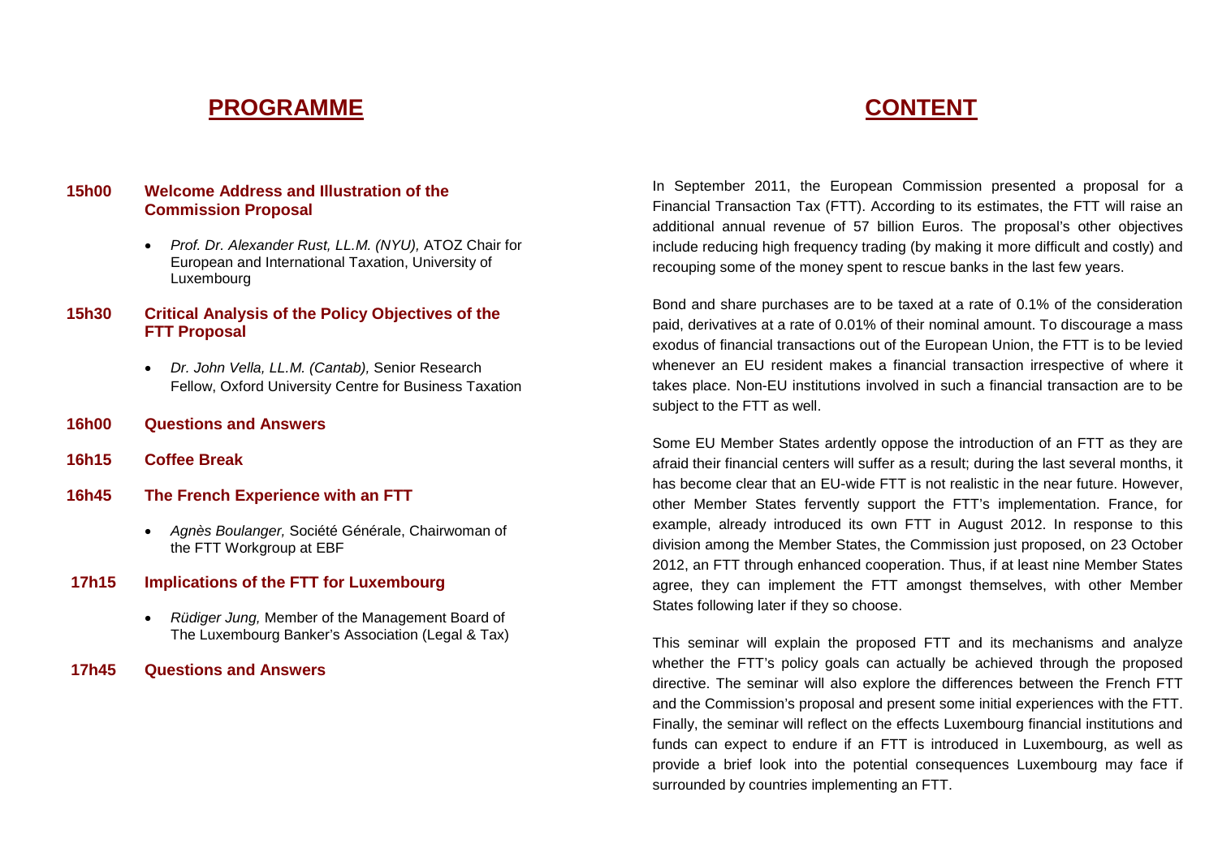## PROGRAMME

**15h00 Welcome Address and Illustration of the Commission Proposal**

- *Prof. Dr. Alexander Rust, LL.M. (NYU),* ATOZ Chair for European and International Taxation, University of Luxembourg

**15h30 Critical Analysis of the Policy Objectives of the FTT Proposal**

- *Dr. John Vella, LL.M. (Cantab),* Senior Research Fellow, Oxford University Centre for Business Taxation

**16h00 Questions and Answers**

**16h15 Coffee Break**

**16h45 The French Experience with an FTT**

- *Agnès Boulanger,* Société Générale, Chairwoman of the FTT Workgroup at EBF

**17h15 Implications of the FTT for Luxembourg**

- *Rüdiger Jung,* Member of the Management Board of The Luxembourg Banker's Association (Legal & Tax)

**17h45 Questions and Answers**

## CONTENT

In September 2011, the European Commission presented a proposal for a Financial Transaction Tax (FTT). According to its estimates, the FTT will raise an additional annual revenue of 57 billion Euros. The proposal's other objectives include reducing high frequency trading (by making it more difficult and costly) and recouping some of the money spent to rescue banks in the last few years.

Bond and share purchases are to be taxed at a rate of 0.1% of the consideration paid, derivatives at a rate of 0.01% of their nominal amount. To discourage a mass exodus of financial transactions out of the European Union, the FTT is to be levied whenever an EU resident makes a financial transaction irrespective of where it takes place. Non-EU institutions involved in such a financial transaction are to be subject to the FTT as well.

Some EU Member States ardently oppose the introduction of an FTT as they are afraid their financial centers will suffer as a result; during the last several months, it has become clear that an EU-wide FTT is not realistic in the near future. However, other Member States fervently support the FTT's implementation. France, for example, already introduced its own FTT in August 2012. In response to this division among the Member States, the Commission just proposed, on 23 October 2012, an FTT through enhanced cooperation. Thus, if at least nine Member States agree, they can implement the FTT amongst themselves, with other Member States following later if they so choose.

This seminar will explain the proposed FTT and its mechanisms and analyze whether the FTT's policy goals can actually be achieved through the proposed directive. The seminar will also explore the differences between the French FTT and the Commission's proposal and present some initial experiences with the FTT. Finally, the seminar will reflect on the effects Luxembourg financial institutions and funds can expect to endure if an FTT is introduced in Luxembourg, as well as provide a brief look into the potential consequences Luxembourg may face if surrounded by countries implementing an FTT.